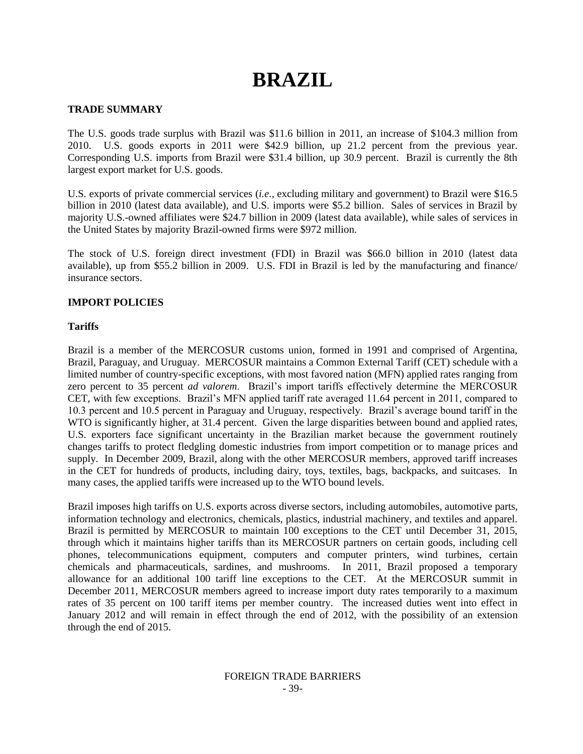# BRAZIL

## TRADE SUMMARY

The U.S. goods trade surplus with Brazil was $11.6 billion in 2011, an increase of $104.3 million from 2010. U.S. goods exports in 2011 were $42.9 billion, up 21.2 percent from the previous year. Corresponding U.S. imports from Brazil were $31.4 billion, up 30.9 percent. Brazil is currently the 8th largest export market for U.S. goods.

U.S. exports of private commercial services (*i.e.*, excluding military and government) to Brazil were $16.5 billion in 2010 (latest data available), and U.S. imports were $5.2 billion. Sales of services in Brazil by majority U.S.-owned affiliates were $24.7 billion in 2009 (latest data available), while sales of services in the United States by majority Brazil-owned firms were $972 million.

The stock of U.S. foreign direct investment (FDI) in Brazil was $66.0 billion in 2010 (latest data available), up from $55.2 billion in 2009. U.S. FDI in Brazil is led by the manufacturing and finance/ insurance sectors.

## IMPORT POLICIES

### Tariffs

Brazil is a member of the MERCOSUR customs union, formed in 1991 and comprised of Argentina, Brazil, Paraguay, and Uruguay. MERCOSUR maintains a Common External Tariff (CET) schedule with a limited number of country-specific exceptions, with most favored nation (MFN) applied rates ranging from zero percent to 35 percent *ad valorem*. Brazil's import tariffs effectively determine the MERCOSUR CET, with few exceptions. Brazil's MFN applied tariff rate averaged 11.64 percent in 2011, compared to 10.3 percent and 10.5 percent in Paraguay and Uruguay, respectively. Brazil's average bound tariff in the WTO is significantly higher, at 31.4 percent. Given the large disparities between bound and applied rates, U.S. exporters face significant uncertainty in the Brazilian market because the government routinely changes tariffs to protect fledgling domestic industries from import competition or to manage prices and supply. In December 2009, Brazil, along with the other MERCOSUR members, approved tariff increases in the CET for hundreds of products, including dairy, toys, textiles, bags, backpacks, and suitcases. In many cases, the applied tariffs were increased up to the WTO bound levels.

Brazil imposes high tariffs on U.S. exports across diverse sectors, including automobiles, automotive parts, information technology and electronics, chemicals, plastics, industrial machinery, and textiles and apparel. Brazil is permitted by MERCOSUR to maintain 100 exceptions to the CET until December 31, 2015, through which it maintains higher tariffs than its MERCOSUR partners on certain goods, including cell phones, telecommunications equipment, computers and computer printers, wind turbines, certain chemicals and pharmaceuticals, sardines, and mushrooms. In 2011, Brazil proposed a temporary allowance for an additional 100 tariff line exceptions to the CET. At the MERCOSUR summit in December 2011, MERCOSUR members agreed to increase import duty rates temporarily to a maximum rates of 35 percent on 100 tariff items per member country. The increased duties went into effect in January 2012 and will remain in effect through the end of 2012, with the possibility of an extension through the end of 2015.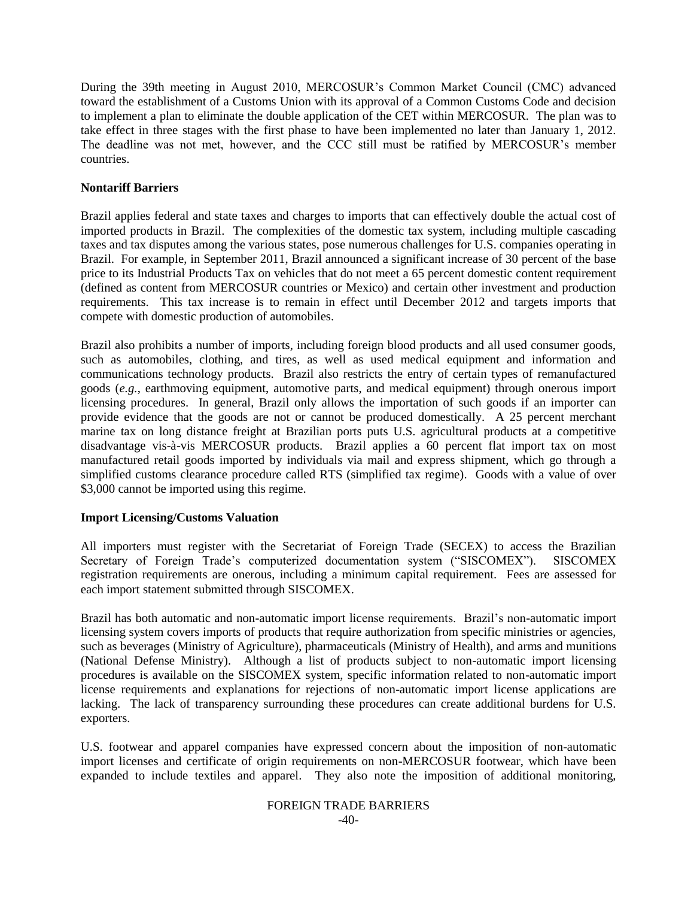During the 39th meeting in August 2010, MERCOSUR's Common Market Council (CMC) advanced toward the establishment of a Customs Union with its approval of a Common Customs Code and decision to implement a plan to eliminate the double application of the CET within MERCOSUR. The plan was to take effect in three stages with the first phase to have been implemented no later than January 1, 2012. The deadline was not met, however, and the CCC still must be ratified by MERCOSUR's member countries.

**Nontariff Barriers**

Brazil applies federal and state taxes and charges to imports that can effectively double the actual cost of imported products in Brazil. The complexities of the domestic tax system, including multiple cascading taxes and tax disputes among the various states, pose numerous challenges for U.S. companies operating in Brazil. For example, in September 2011, Brazil announced a significant increase of 30 percent of the base price to its Industrial Products Tax on vehicles that do not meet a 65 percent domestic content requirement (defined as content from MERCOSUR countries or Mexico) and certain other investment and production requirements. This tax increase is to remain in effect until December 2012 and targets imports that compete with domestic production of automobiles.

Brazil also prohibits a number of imports, including foreign blood products and all used consumer goods, such as automobiles, clothing, and tires, as well as used medical equipment and information and communications technology products. Brazil also restricts the entry of certain types of remanufactured goods (*e.g.*, earthmoving equipment, automotive parts, and medical equipment) through onerous import licensing procedures. In general, Brazil only allows the importation of such goods if an importer can provide evidence that the goods are not or cannot be produced domestically. A 25 percent merchant marine tax on long distance freight at Brazilian ports puts U.S. agricultural products at a competitive disadvantage vis-à-vis MERCOSUR products. Brazil applies a 60 percent flat import tax on most manufactured retail goods imported by individuals via mail and express shipment, which go through a simplified customs clearance procedure called RTS (simplified tax regime). Goods with a value of over $3,000 cannot be imported using this regime.

**Import Licensing/Customs Valuation**

All importers must register with the Secretariat of Foreign Trade (SECEX) to access the Brazilian Secretary of Foreign Trade's computerized documentation system ("SISCOMEX"). SISCOMEX registration requirements are onerous, including a minimum capital requirement. Fees are assessed for each import statement submitted through SISCOMEX.

Brazil has both automatic and non-automatic import license requirements. Brazil's non-automatic import licensing system covers imports of products that require authorization from specific ministries or agencies, such as beverages (Ministry of Agriculture), pharmaceuticals (Ministry of Health), and arms and munitions (National Defense Ministry). Although a list of products subject to non-automatic import licensing procedures is available on the SISCOMEX system, specific information related to non-automatic import license requirements and explanations for rejections of non-automatic import license applications are lacking. The lack of transparency surrounding these procedures can create additional burdens for U.S. exporters.

U.S. footwear and apparel companies have expressed concern about the imposition of non-automatic import licenses and certificate of origin requirements on non-MERCOSUR footwear, which have been expanded to include textiles and apparel. They also note the imposition of additional monitoring,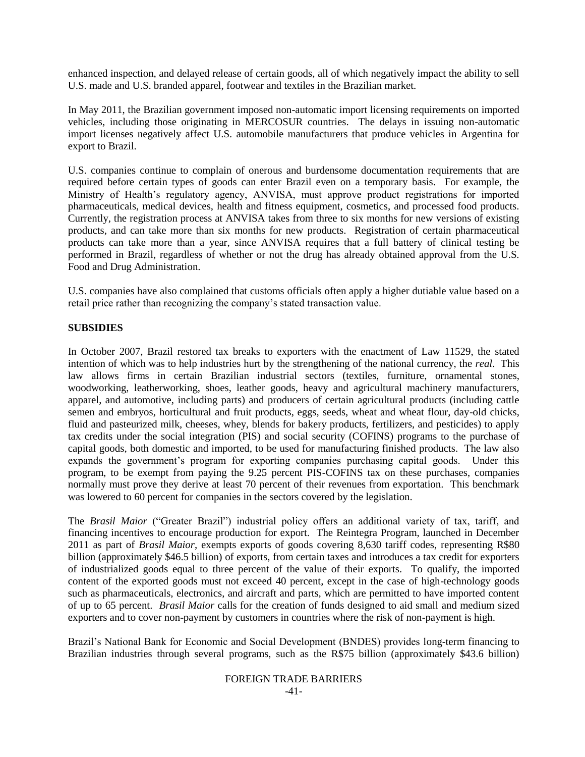enhanced inspection, and delayed release of certain goods, all of which negatively impact the ability to sell U.S. made and U.S. branded apparel, footwear and textiles in the Brazilian market.

In May 2011, the Brazilian government imposed non-automatic import licensing requirements on imported vehicles, including those originating in MERCOSUR countries. The delays in issuing non-automatic import licenses negatively affect U.S. automobile manufacturers that produce vehicles in Argentina for export to Brazil.

U.S. companies continue to complain of onerous and burdensome documentation requirements that are required before certain types of goods can enter Brazil even on a temporary basis. For example, the Ministry of Health's regulatory agency, ANVISA, must approve product registrations for imported pharmaceuticals, medical devices, health and fitness equipment, cosmetics, and processed food products. Currently, the registration process at ANVISA takes from three to six months for new versions of existing products, and can take more than six months for new products. Registration of certain pharmaceutical products can take more than a year, since ANVISA requires that a full battery of clinical testing be performed in Brazil, regardless of whether or not the drug has already obtained approval from the U.S. Food and Drug Administration.

U.S. companies have also complained that customs officials often apply a higher dutiable value based on a retail price rather than recognizing the company's stated transaction value.

## SUBSIDIES

In October 2007, Brazil restored tax breaks to exporters with the enactment of Law 11529, the stated intention of which was to help industries hurt by the strengthening of the national currency, the *real*. This law allows firms in certain Brazilian industrial sectors (textiles, furniture, ornamental stones, woodworking, leatherworking, shoes, leather goods, heavy and agricultural machinery manufacturers, apparel, and automotive, including parts) and producers of certain agricultural products (including cattle semen and embryos, horticultural and fruit products, eggs, seeds, wheat and wheat flour, day-old chicks, fluid and pasteurized milk, cheeses, whey, blends for bakery products, fertilizers, and pesticides) to apply tax credits under the social integration (PIS) and social security (COFINS) programs to the purchase of capital goods, both domestic and imported, to be used for manufacturing finished products. The law also expands the government's program for exporting companies purchasing capital goods. Under this program, to be exempt from paying the 9.25 percent PIS-COFINS tax on these purchases, companies normally must prove they derive at least 70 percent of their revenues from exportation. This benchmark was lowered to 60 percent for companies in the sectors covered by the legislation.

The *Brasil Maior* ("Greater Brazil") industrial policy offers an additional variety of tax, tariff, and financing incentives to encourage production for export. The Reintegra Program, launched in December 2011 as part of *Brasil Maior*, exempts exports of goods covering 8,630 tariff codes, representing R$80 billion (approximately $46.5 billion) of exports, from certain taxes and introduces a tax credit for exporters of industrialized goods equal to three percent of the value of their exports. To qualify, the imported content of the exported goods must not exceed 40 percent, except in the case of high-technology goods such as pharmaceuticals, electronics, and aircraft and parts, which are permitted to have imported content of up to 65 percent. *Brasil Maior* calls for the creation of funds designed to aid small and medium sized exporters and to cover non-payment by customers in countries where the risk of non-payment is high.

Brazil's National Bank for Economic and Social Development (BNDES) provides long-term financing to Brazilian industries through several programs, such as the R$75 billion (approximately $43.6 billion)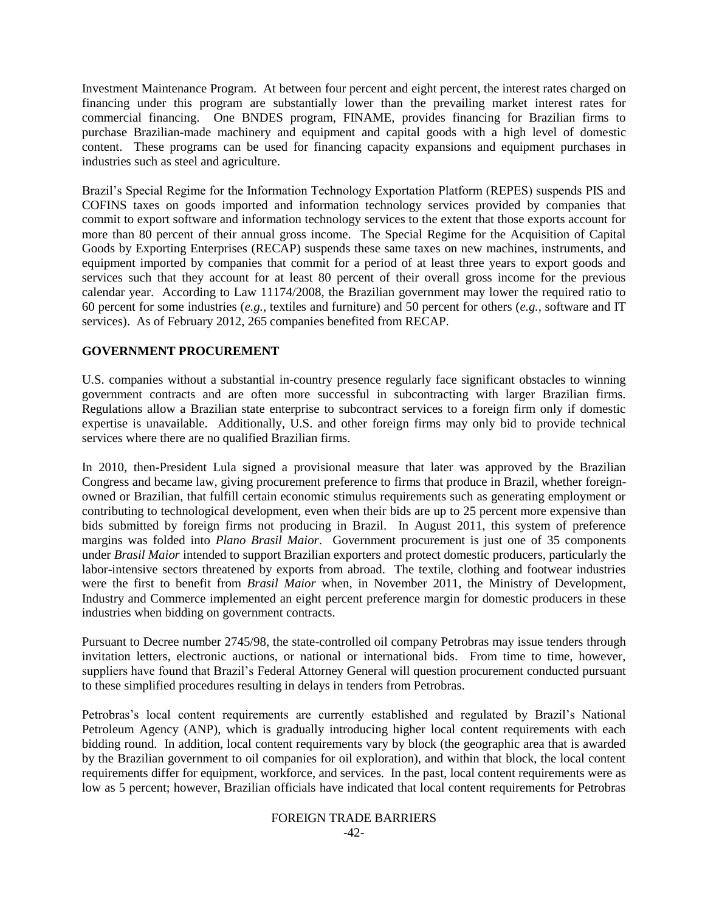Investment Maintenance Program. At between four percent and eight percent, the interest rates charged on financing under this program are substantially lower than the prevailing market interest rates for commercial financing. One BNDES program, FINAME, provides financing for Brazilian firms to purchase Brazilian-made machinery and equipment and capital goods with a high level of domestic content. These programs can be used for financing capacity expansions and equipment purchases in industries such as steel and agriculture.

Brazil's Special Regime for the Information Technology Exportation Platform (REPES) suspends PIS and COFINS taxes on goods imported and information technology services provided by companies that commit to export software and information technology services to the extent that those exports account for more than 80 percent of their annual gross income. The Special Regime for the Acquisition of Capital Goods by Exporting Enterprises (RECAP) suspends these same taxes on new machines, instruments, and equipment imported by companies that commit for a period of at least three years to export goods and services such that they account for at least 80 percent of their overall gross income for the previous calendar year. According to Law 11174/2008, the Brazilian government may lower the required ratio to 60 percent for some industries (*e.g.,* textiles and furniture) and 50 percent for others (*e.g.,* software and IT services). As of February 2012, 265 companies benefited from RECAP.

## GOVERNMENT PROCUREMENT

U.S. companies without a substantial in-country presence regularly face significant obstacles to winning government contracts and are often more successful in subcontracting with larger Brazilian firms. Regulations allow a Brazilian state enterprise to subcontract services to a foreign firm only if domestic expertise is unavailable. Additionally, U.S. and other foreign firms may only bid to provide technical services where there are no qualified Brazilian firms.

In 2010, then-President Lula signed a provisional measure that later was approved by the Brazilian Congress and became law, giving procurement preference to firms that produce in Brazil, whether foreign-owned or Brazilian, that fulfill certain economic stimulus requirements such as generating employment or contributing to technological development, even when their bids are up to 25 percent more expensive than bids submitted by foreign firms not producing in Brazil. In August 2011, this system of preference margins was folded into *Plano Brasil Maior*. Government procurement is just one of 35 components under *Brasil Maior* intended to support Brazilian exporters and protect domestic producers, particularly the labor-intensive sectors threatened by exports from abroad. The textile, clothing and footwear industries were the first to benefit from *Brasil Maior* when, in November 2011, the Ministry of Development, Industry and Commerce implemented an eight percent preference margin for domestic producers in these industries when bidding on government contracts.

Pursuant to Decree number 2745/98, the state-controlled oil company Petrobras may issue tenders through invitation letters, electronic auctions, or national or international bids. From time to time, however, suppliers have found that Brazil's Federal Attorney General will question procurement conducted pursuant to these simplified procedures resulting in delays in tenders from Petrobras.

Petrobras's local content requirements are currently established and regulated by Brazil's National Petroleum Agency (ANP), which is gradually introducing higher local content requirements with each bidding round. In addition, local content requirements vary by block (the geographic area that is awarded by the Brazilian government to oil companies for oil exploration), and within that block, the local content requirements differ for equipment, workforce, and services. In the past, local content requirements were as low as 5 percent; however, Brazilian officials have indicated that local content requirements for Petrobras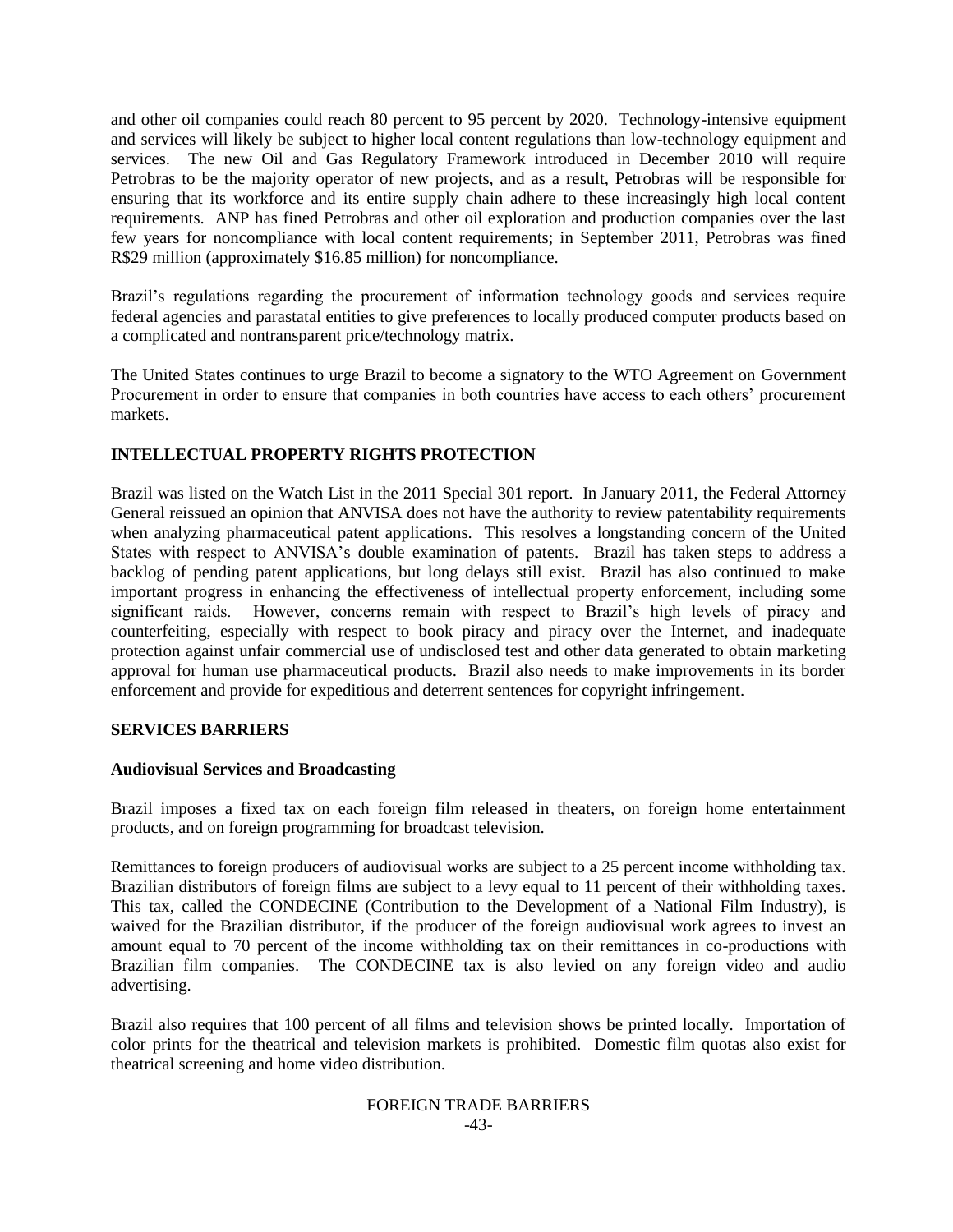and other oil companies could reach 80 percent to 95 percent by 2020. Technology-intensive equipment and services will likely be subject to higher local content regulations than low-technology equipment and services. The new Oil and Gas Regulatory Framework introduced in December 2010 will require Petrobras to be the majority operator of new projects, and as a result, Petrobras will be responsible for ensuring that its workforce and its entire supply chain adhere to these increasingly high local content requirements. ANP has fined Petrobras and other oil exploration and production companies over the last few years for noncompliance with local content requirements; in September 2011, Petrobras was fined R$29 million (approximately $16.85 million) for noncompliance.

Brazil's regulations regarding the procurement of information technology goods and services require federal agencies and parastatal entities to give preferences to locally produced computer products based on a complicated and nontransparent price/technology matrix.

The United States continues to urge Brazil to become a signatory to the WTO Agreement on Government Procurement in order to ensure that companies in both countries have access to each others' procurement markets.

## INTELLECTUAL PROPERTY RIGHTS PROTECTION

Brazil was listed on the Watch List in the 2011 Special 301 report. In January 2011, the Federal Attorney General reissued an opinion that ANVISA does not have the authority to review patentability requirements when analyzing pharmaceutical patent applications. This resolves a longstanding concern of the United States with respect to ANVISA's double examination of patents. Brazil has taken steps to address a backlog of pending patent applications, but long delays still exist. Brazil has also continued to make important progress in enhancing the effectiveness of intellectual property enforcement, including some significant raids. However, concerns remain with respect to Brazil's high levels of piracy and counterfeiting, especially with respect to book piracy and piracy over the Internet, and inadequate protection against unfair commercial use of undisclosed test and other data generated to obtain marketing approval for human use pharmaceutical products. Brazil also needs to make improvements in its border enforcement and provide for expeditious and deterrent sentences for copyright infringement.

## SERVICES BARRIERS

### Audiovisual Services and Broadcasting

Brazil imposes a fixed tax on each foreign film released in theaters, on foreign home entertainment products, and on foreign programming for broadcast television.

Remittances to foreign producers of audiovisual works are subject to a 25 percent income withholding tax. Brazilian distributors of foreign films are subject to a levy equal to 11 percent of their withholding taxes. This tax, called the CONDECINE (Contribution to the Development of a National Film Industry), is waived for the Brazilian distributor, if the producer of the foreign audiovisual work agrees to invest an amount equal to 70 percent of the income withholding tax on their remittances in co-productions with Brazilian film companies. The CONDECINE tax is also levied on any foreign video and audio advertising.

Brazil also requires that 100 percent of all films and television shows be printed locally. Importation of color prints for the theatrical and television markets is prohibited. Domestic film quotas also exist for theatrical screening and home video distribution.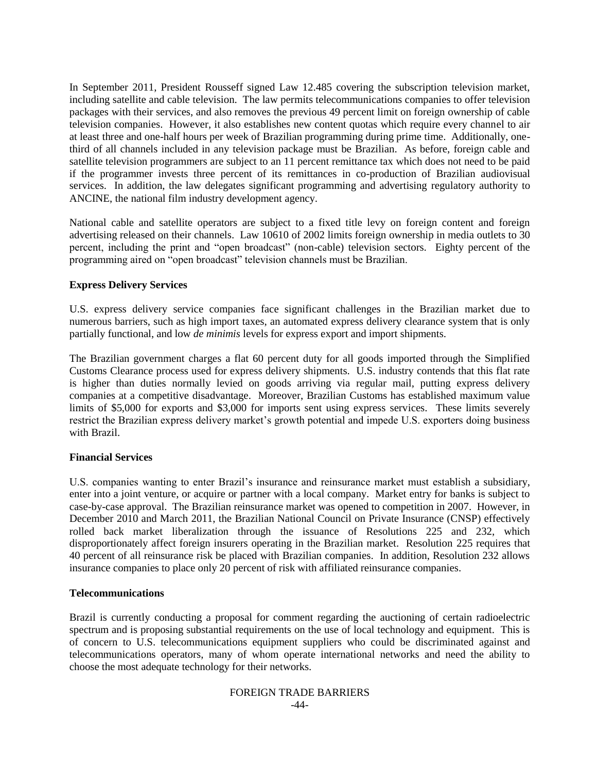In September 2011, President Rousseff signed Law 12.485 covering the subscription television market, including satellite and cable television. The law permits telecommunications companies to offer television packages with their services, and also removes the previous 49 percent limit on foreign ownership of cable television companies. However, it also establishes new content quotas which require every channel to air at least three and one-half hours per week of Brazilian programming during prime time. Additionally, one-third of all channels included in any television package must be Brazilian. As before, foreign cable and satellite television programmers are subject to an 11 percent remittance tax which does not need to be paid if the programmer invests three percent of its remittances in co-production of Brazilian audiovisual services. In addition, the law delegates significant programming and advertising regulatory authority to ANCINE, the national film industry development agency.

National cable and satellite operators are subject to a fixed title levy on foreign content and foreign advertising released on their channels. Law 10610 of 2002 limits foreign ownership in media outlets to 30 percent, including the print and "open broadcast" (non-cable) television sectors. Eighty percent of the programming aired on "open broadcast" television channels must be Brazilian.

**Express Delivery Services**

U.S. express delivery service companies face significant challenges in the Brazilian market due to numerous barriers, such as high import taxes, an automated express delivery clearance system that is only partially functional, and low *de minimis* levels for express export and import shipments.

The Brazilian government charges a flat 60 percent duty for all goods imported through the Simplified Customs Clearance process used for express delivery shipments. U.S. industry contends that this flat rate is higher than duties normally levied on goods arriving via regular mail, putting express delivery companies at a competitive disadvantage. Moreover, Brazilian Customs has established maximum value limits of $5,000 for exports and $3,000 for imports sent using express services. These limits severely restrict the Brazilian express delivery market's growth potential and impede U.S. exporters doing business with Brazil.

**Financial Services**

U.S. companies wanting to enter Brazil's insurance and reinsurance market must establish a subsidiary, enter into a joint venture, or acquire or partner with a local company. Market entry for banks is subject to case-by-case approval. The Brazilian reinsurance market was opened to competition in 2007. However, in December 2010 and March 2011, the Brazilian National Council on Private Insurance (CNSP) effectively rolled back market liberalization through the issuance of Resolutions 225 and 232, which disproportionately affect foreign insurers operating in the Brazilian market. Resolution 225 requires that 40 percent of all reinsurance risk be placed with Brazilian companies. In addition, Resolution 232 allows insurance companies to place only 20 percent of risk with affiliated reinsurance companies.

**Telecommunications**

Brazil is currently conducting a proposal for comment regarding the auctioning of certain radioelectric spectrum and is proposing substantial requirements on the use of local technology and equipment. This is of concern to U.S. telecommunications equipment suppliers who could be discriminated against and telecommunications operators, many of whom operate international networks and need the ability to choose the most adequate technology for their networks.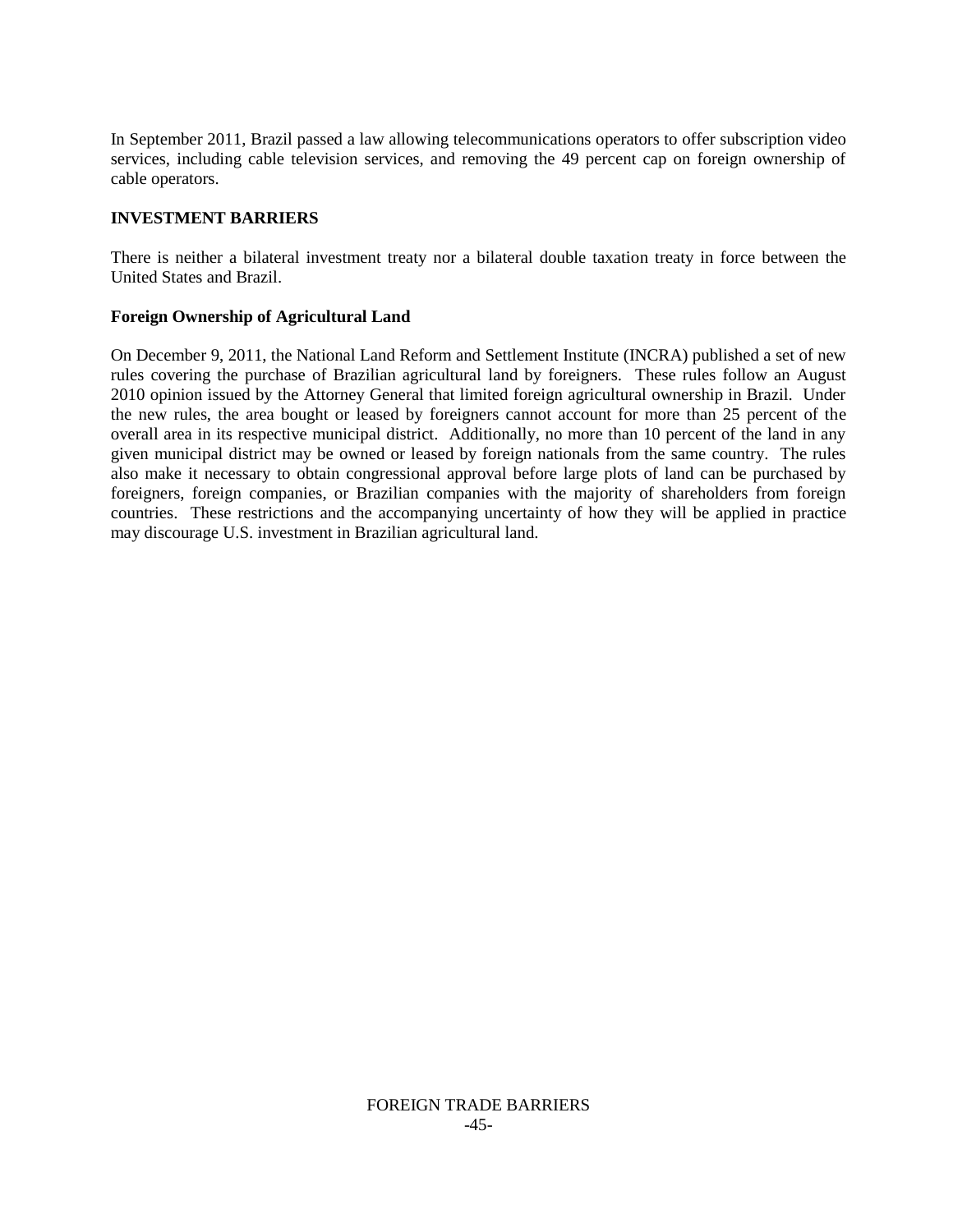In September 2011, Brazil passed a law allowing telecommunications operators to offer subscription video services, including cable television services, and removing the 49 percent cap on foreign ownership of cable operators.

## INVESTMENT BARRIERS

There is neither a bilateral investment treaty nor a bilateral double taxation treaty in force between the United States and Brazil.

### Foreign Ownership of Agricultural Land

On December 9, 2011, the National Land Reform and Settlement Institute (INCRA) published a set of new rules covering the purchase of Brazilian agricultural land by foreigners. These rules follow an August 2010 opinion issued by the Attorney General that limited foreign agricultural ownership in Brazil. Under the new rules, the area bought or leased by foreigners cannot account for more than 25 percent of the overall area in its respective municipal district. Additionally, no more than 10 percent of the land in any given municipal district may be owned or leased by foreign nationals from the same country. The rules also make it necessary to obtain congressional approval before large plots of land can be purchased by foreigners, foreign companies, or Brazilian companies with the majority of shareholders from foreign countries. These restrictions and the accompanying uncertainty of how they will be applied in practice may discourage U.S. investment in Brazilian agricultural land.